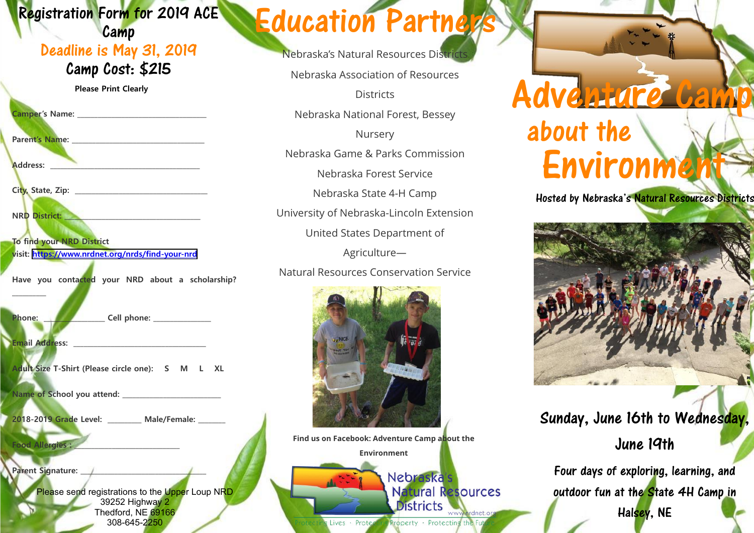# Registration Form for 2019 ACE Camp

## Deadline is May 31, 2019

## Camp Cost: $215

**Please Print Clearly**

**Camper's Name:** ______________________________

**Parent's Name:** ______________________________

**Address:** ______________________________

**City, State, Zip:** ______________________________

**NRD District:** ______________________________

**To find your NRD District visit:** https://www.nrdnet.org/nrds/find-your-nrd

**Have you contacted your NRD about a scholarship?** ________

**Phone:** ______________ **Cell phone:** ______________

**Email Address:** ______________________________

**Adult Size T-Shirt (Please circle one):** S M L XL

**Name of School you attend:** ______________________

**2018-2019 Grade Level:** ________ **Male/Female:** _______

**Food Allergies :** ________________________

**Parent Signature:** ______________________________

Please send registrations to the Upper Loup NRD
39252 Highway 2
Thedford, NE 69166
308-645-2250

# Education Partners

Nebraska's Natural Resources Districts

Nebraska Association of Resources Districts

Nebraska National Forest, Bessey Nursery

Nebraska Game & Parks Commission

Nebraska Forest Service

Nebraska State 4-H Camp

University of Nebraska-Lincoln Extension

United States Department of Agriculture—Natural Resources Conservation Service

**Find us on Facebook: Adventure Camp about the Environment**

Nebraska's Natural Resources Districts
www.nrdnet.org
Protecting Lives · Protecting Property · Protecting the Future

# Adventure Camp about the Environment

**Hosted by Nebraska's Natural Resources Districts**

## Sunday, June 16th to Wednesday, June 19th

Four days of exploring, learning, and outdoor fun at the State 4H Camp in Halsey, NE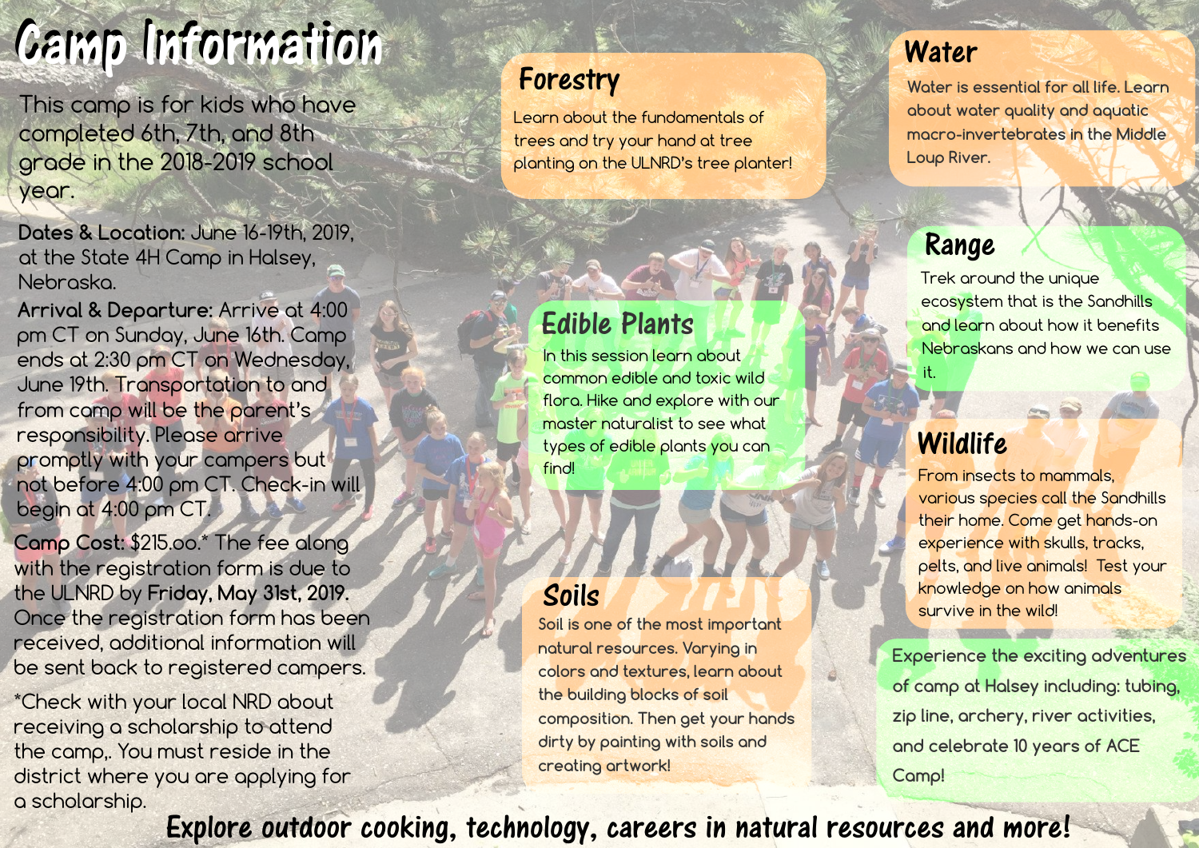# Camp Information

This camp is for kids who have completed 6th, 7th, and 8th grade in the 2018-2019 school year.

**Dates & Location:** June 16-19th, 2019, at the State 4H Camp in Halsey, Nebraska.

**Arrival & Departure:** Arrive at 4:00 pm CT on Sunday, June 16th. Camp ends at 2:30 pm CT on Wednesday, June 19th. Transportation to and from camp will be the parent's responsibility. Please arrive promptly with your campers but not before 4:00 pm CT. Check-in will begin at 4:00 pm CT.

**Camp Cost:** $215.oo.* The fee along with the registration form is due to the ULNRD by **Friday, May 31st, 2019.** Once the registration form has been received, additional information will be sent back to registered campers.

*Check with your local NRD about receiving a scholarship to attend the camp,. You must reside in the district where you are applying for a scholarship.

## Forestry

Learn about the fundamentals of trees and try your hand at tree planting on the ULNRD's tree planter!

## Water

Water is essential for all life. Learn about water quality and aquatic macro-invertebrates in the Middle Loup River.

## Range

Trek around the unique ecosystem that is the Sandhills and learn about how it benefits Nebraskans and how we can use it.

## Edible Plants

In this session learn about common edible and toxic wild flora. Hike and explore with our master naturalist to see what types of edible plants you can find!

## Wildlife

From insects to mammals, various species call the Sandhills their home. Come get hands-on experience with skulls, tracks, pelts, and live animals! Test your knowledge on how animals survive in the wild!

## Soils

Soil is one of the most important natural resources. Varying in colors and textures, learn about the building blocks of soil composition. Then get your hands dirty by painting with soils and creating artwork!

Experience the exciting adventures of camp at Halsey including: tubing, zip line, archery, river activities, and celebrate 10 years of ACE Camp!

**Explore outdoor cooking, technology, careers in natural resources and more!**